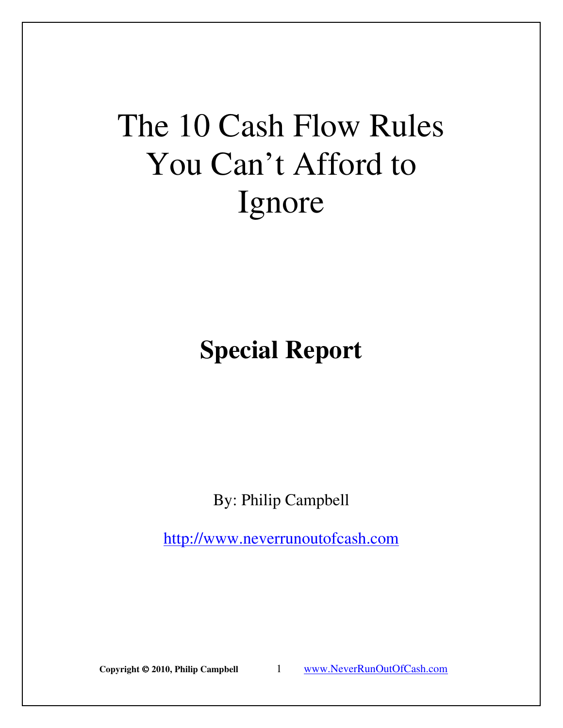# The 10 Cash Flow Rules You Can't Afford to Ignore

## Special Report

By: Philip Campbell

http://www.neverrunoutofcash.com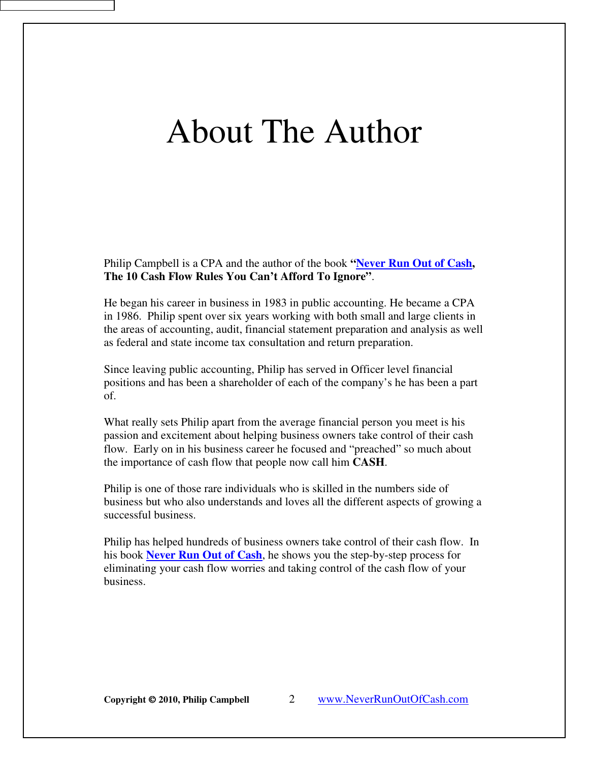# About The Author

Philip Campbell is a CPA and the author of the book **"Never Run Out of Cash, The 10 Cash Flow Rules You Can't Afford To Ignore"**.

He began his career in business in 1983 in public accounting. He became a CPA in 1986. Philip spent over six years working with both small and large clients in the areas of accounting, audit, financial statement preparation and analysis as well as federal and state income tax consultation and return preparation.

Since leaving public accounting, Philip has served in Officer level financial positions and has been a shareholder of each of the company's he has been a part of.

What really sets Philip apart from the average financial person you meet is his passion and excitement about helping business owners take control of their cash flow. Early on in his business career he focused and "preached" so much about the importance of cash flow that people now call him **CASH**.

Philip is one of those rare individuals who is skilled in the numbers side of business but who also understands and loves all the different aspects of growing a successful business.

Philip has helped hundreds of business owners take control of their cash flow. In his book **Never Run Out of Cash**, he shows you the step-by-step process for eliminating your cash flow worries and taking control of the cash flow of your business.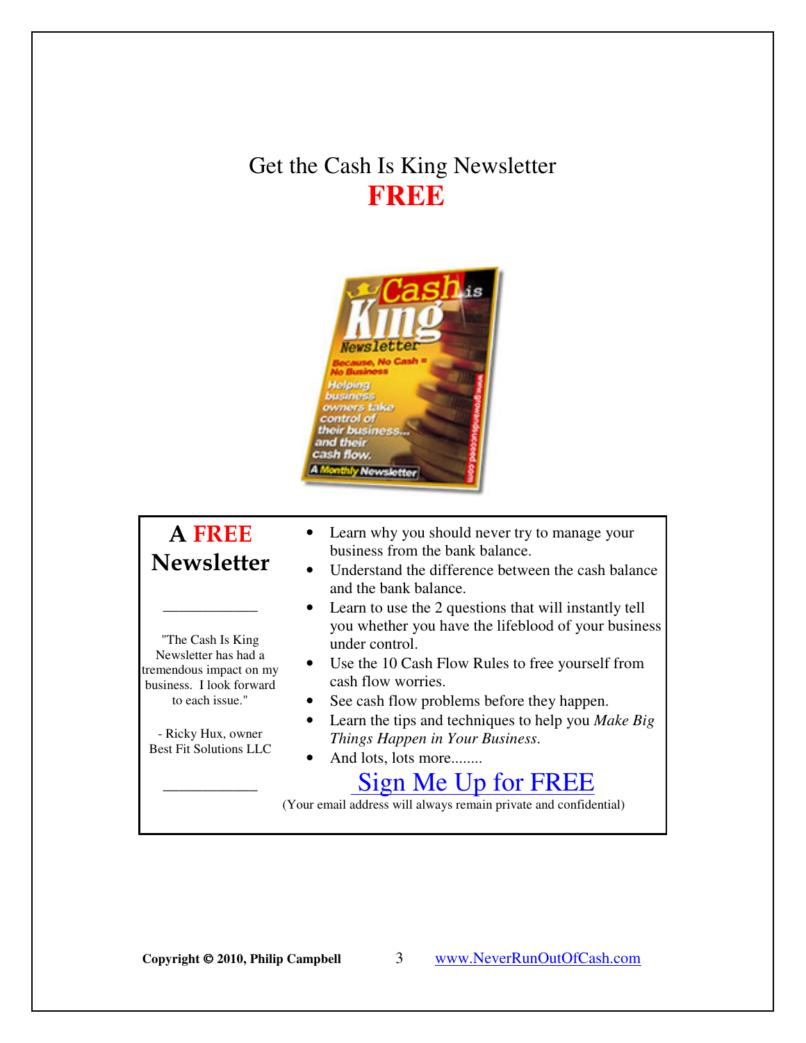# Get the Cash Is King Newsletter **FREE**

## A **FREE** Newsletter

---

"The Cash Is King Newsletter has had a tremendous impact on my business. I look forward to each issue."

\- Ricky Hux, owner
Best Fit Solutions LLC

---

- Learn why you should never try to manage your business from the bank balance.
- Understand the difference between the cash balance and the bank balance.
- Learn to use the 2 questions that will instantly tell you whether you have the lifeblood of your business under control.
- Use the 10 Cash Flow Rules to free yourself from cash flow worries.
- See cash flow problems before they happen.
- Learn the tips and techniques to help you *Make Big Things Happen in Your Business*.
- And lots, lots more........

**Sign Me Up for FREE**

(Your email address will always remain private and confidential)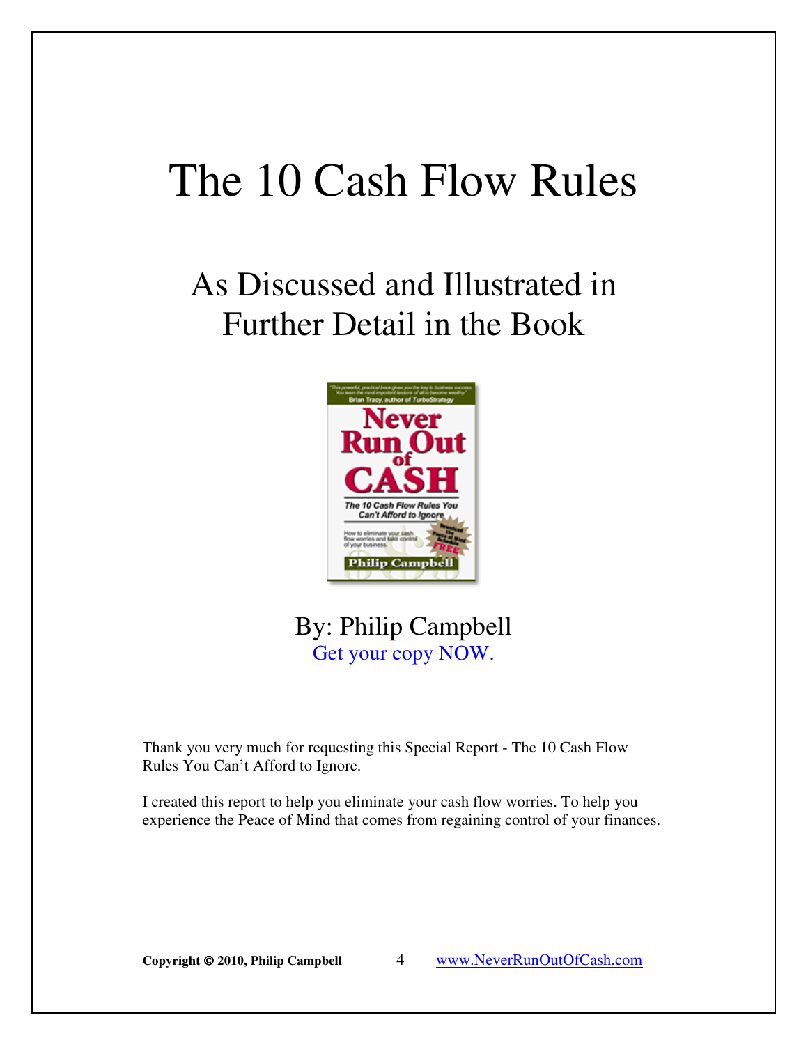# The 10 Cash Flow Rules

## As Discussed and Illustrated in Further Detail in the Book

By: Philip Campbell
Get your copy NOW.

Thank you very much for requesting this Special Report - The 10 Cash Flow Rules You Can't Afford to Ignore.

I created this report to help you eliminate your cash flow worries. To help you experience the Peace of Mind that comes from regaining control of your finances.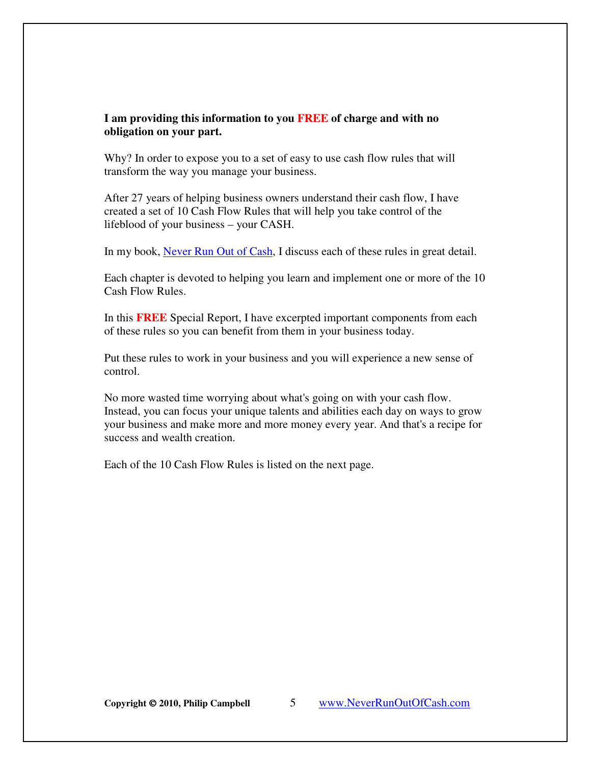**I am providing this information to you FREE of charge and with no obligation on your part.**

Why? In order to expose you to a set of easy to use cash flow rules that will transform the way you manage your business.

After 27 years of helping business owners understand their cash flow, I have created a set of 10 Cash Flow Rules that will help you take control of the lifeblood of your business – your CASH.

In my book, Never Run Out of Cash, I discuss each of these rules in great detail.

Each chapter is devoted to helping you learn and implement one or more of the 10 Cash Flow Rules.

In this **FREE** Special Report, I have excerpted important components from each of these rules so you can benefit from them in your business today.

Put these rules to work in your business and you will experience a new sense of control.

No more wasted time worrying about what's going on with your cash flow. Instead, you can focus your unique talents and abilities each day on ways to grow your business and make more and more money every year. And that's a recipe for success and wealth creation.

Each of the 10 Cash Flow Rules is listed on the next page.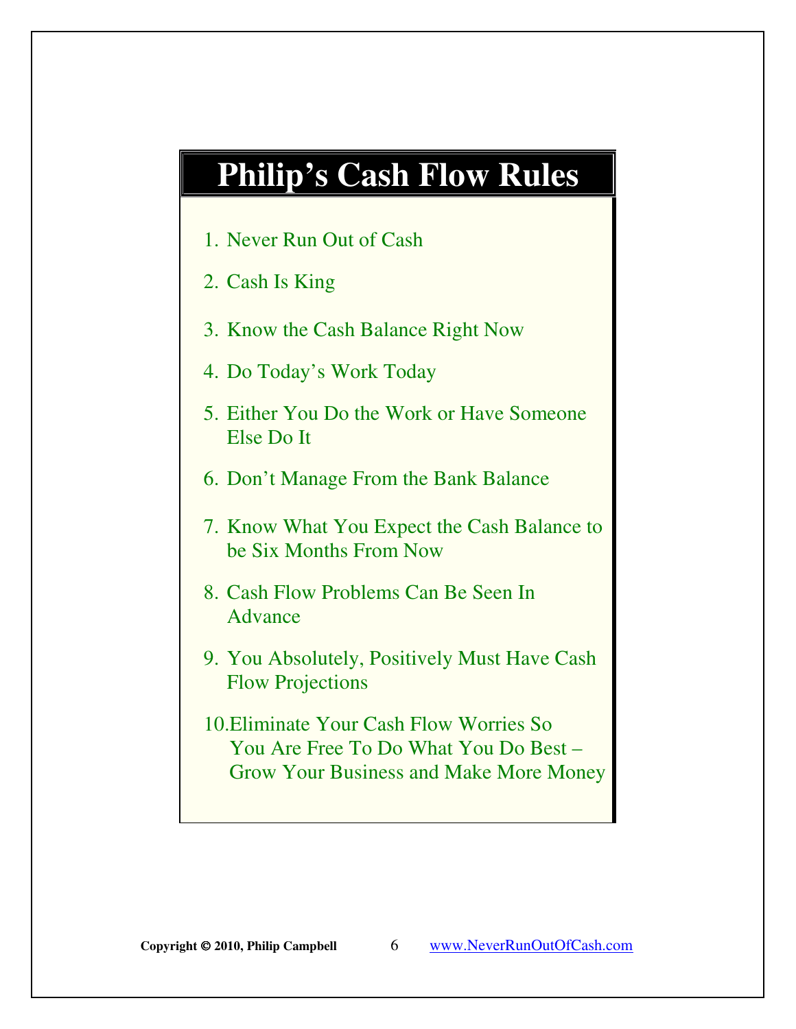# Philip's Cash Flow Rules

1. Never Run Out of Cash
2. Cash Is King
3. Know the Cash Balance Right Now
4. Do Today's Work Today
5. Either You Do the Work or Have Someone Else Do It
6. Don't Manage From the Bank Balance
7. Know What You Expect the Cash Balance to be Six Months From Now
8. Cash Flow Problems Can Be Seen In Advance
9. You Absolutely, Positively Must Have Cash Flow Projections
10. Eliminate Your Cash Flow Worries So You Are Free To Do What You Do Best – Grow Your Business and Make More Money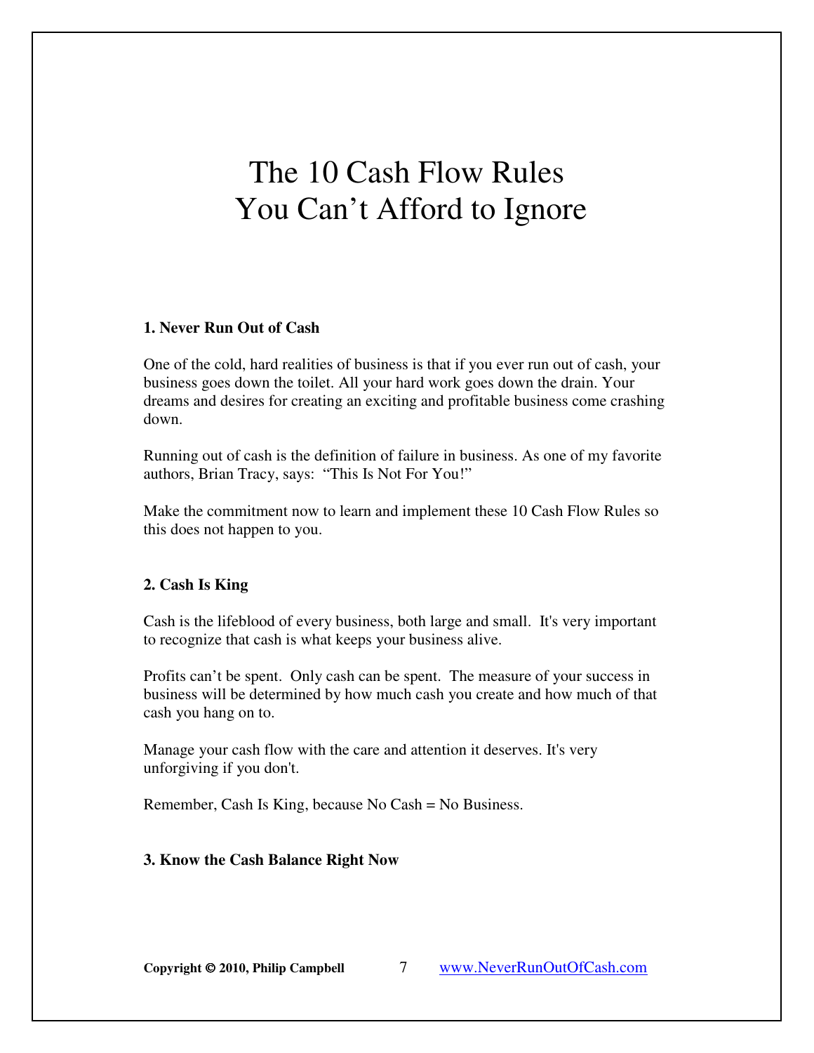# The 10 Cash Flow Rules You Can't Afford to Ignore

### 1. Never Run Out of Cash

One of the cold, hard realities of business is that if you ever run out of cash, your business goes down the toilet. All your hard work goes down the drain. Your dreams and desires for creating an exciting and profitable business come crashing down.

Running out of cash is the definition of failure in business. As one of my favorite authors, Brian Tracy, says: "This Is Not For You!"

Make the commitment now to learn and implement these 10 Cash Flow Rules so this does not happen to you.

### 2. Cash Is King

Cash is the lifeblood of every business, both large and small. It's very important to recognize that cash is what keeps your business alive.

Profits can't be spent. Only cash can be spent. The measure of your success in business will be determined by how much cash you create and how much of that cash you hang on to.

Manage your cash flow with the care and attention it deserves. It's very unforgiving if you don't.

Remember, Cash Is King, because No Cash = No Business.

### 3. Know the Cash Balance Right Now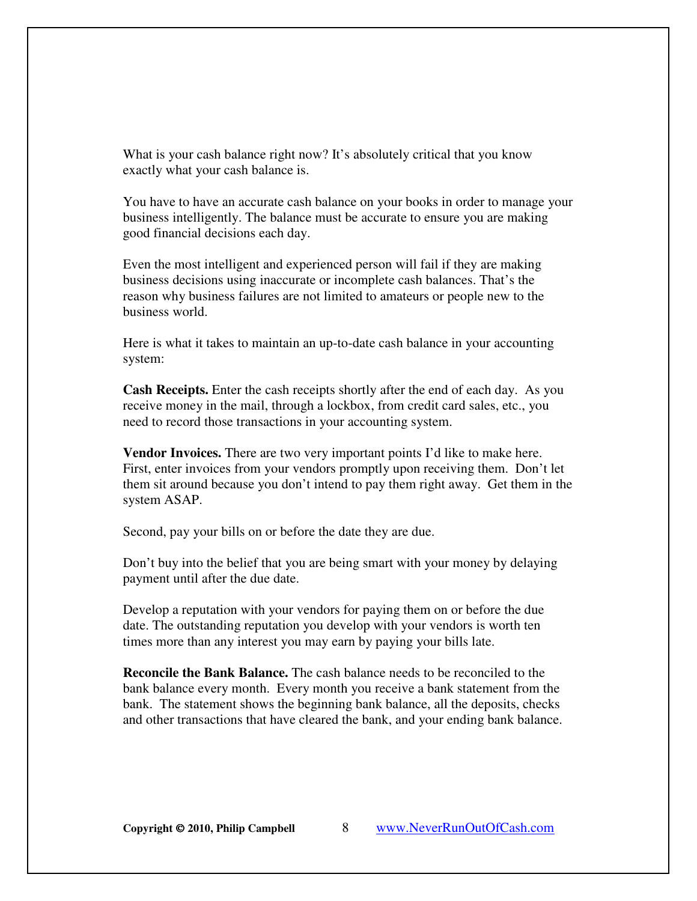What is your cash balance right now? It's absolutely critical that you know exactly what your cash balance is.

You have to have an accurate cash balance on your books in order to manage your business intelligently. The balance must be accurate to ensure you are making good financial decisions each day.

Even the most intelligent and experienced person will fail if they are making business decisions using inaccurate or incomplete cash balances. That's the reason why business failures are not limited to amateurs or people new to the business world.

Here is what it takes to maintain an up-to-date cash balance in your accounting system:

**Cash Receipts.** Enter the cash receipts shortly after the end of each day. As you receive money in the mail, through a lockbox, from credit card sales, etc., you need to record those transactions in your accounting system.

**Vendor Invoices.** There are two very important points I'd like to make here. First, enter invoices from your vendors promptly upon receiving them. Don't let them sit around because you don't intend to pay them right away. Get them in the system ASAP.

Second, pay your bills on or before the date they are due.

Don't buy into the belief that you are being smart with your money by delaying payment until after the due date.

Develop a reputation with your vendors for paying them on or before the due date. The outstanding reputation you develop with your vendors is worth ten times more than any interest you may earn by paying your bills late.

**Reconcile the Bank Balance.** The cash balance needs to be reconciled to the bank balance every month. Every month you receive a bank statement from the bank. The statement shows the beginning bank balance, all the deposits, checks and other transactions that have cleared the bank, and your ending bank balance.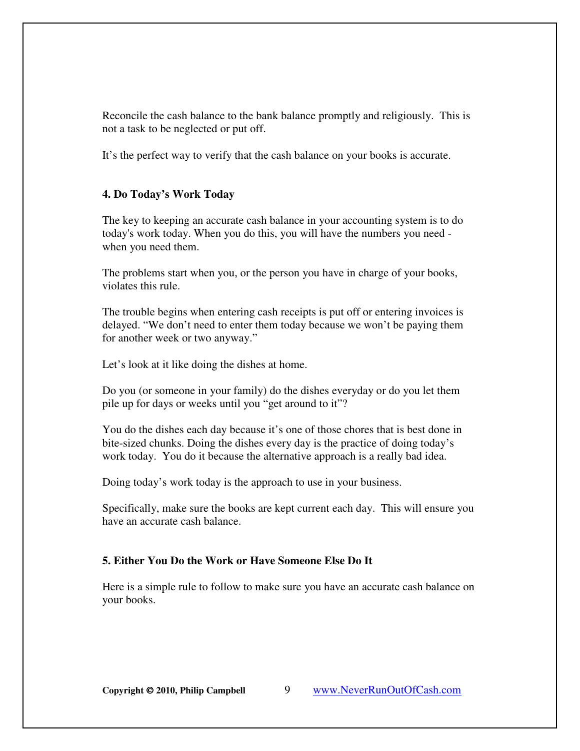Reconcile the cash balance to the bank balance promptly and religiously. This is not a task to be neglected or put off.

It's the perfect way to verify that the cash balance on your books is accurate.

### 4. Do Today's Work Today

The key to keeping an accurate cash balance in your accounting system is to do today's work today. When you do this, you will have the numbers you need - when you need them.

The problems start when you, or the person you have in charge of your books, violates this rule.

The trouble begins when entering cash receipts is put off or entering invoices is delayed. "We don't need to enter them today because we won't be paying them for another week or two anyway."

Let's look at it like doing the dishes at home.

Do you (or someone in your family) do the dishes everyday or do you let them pile up for days or weeks until you "get around to it"?

You do the dishes each day because it's one of those chores that is best done in bite-sized chunks. Doing the dishes every day is the practice of doing today's work today. You do it because the alternative approach is a really bad idea.

Doing today's work today is the approach to use in your business.

Specifically, make sure the books are kept current each day. This will ensure you have an accurate cash balance.

### 5. Either You Do the Work or Have Someone Else Do It

Here is a simple rule to follow to make sure you have an accurate cash balance on your books.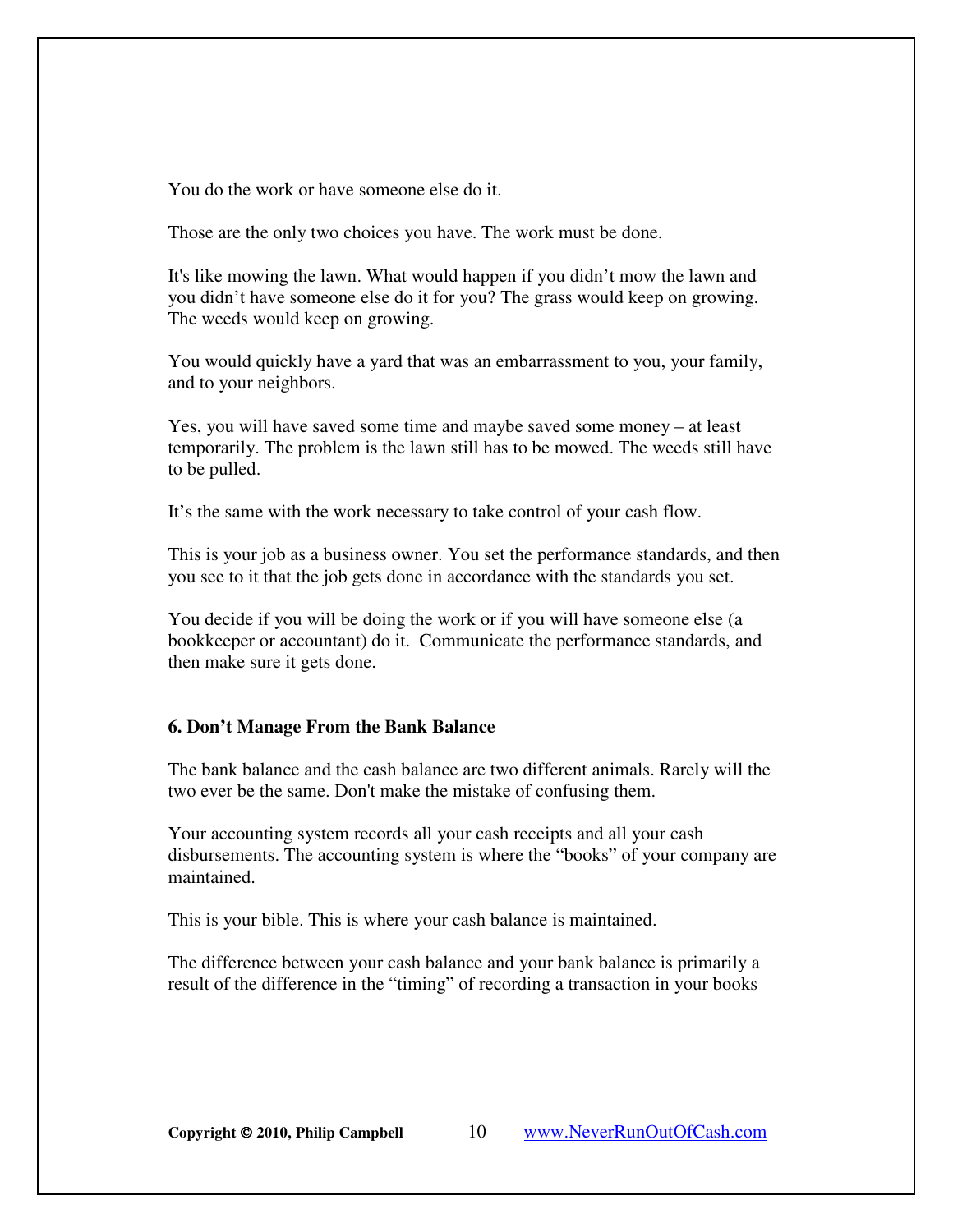You do the work or have someone else do it.

Those are the only two choices you have. The work must be done.

It's like mowing the lawn. What would happen if you didn't mow the lawn and you didn't have someone else do it for you? The grass would keep on growing. The weeds would keep on growing.

You would quickly have a yard that was an embarrassment to you, your family, and to your neighbors.

Yes, you will have saved some time and maybe saved some money – at least temporarily. The problem is the lawn still has to be mowed. The weeds still have to be pulled.

It's the same with the work necessary to take control of your cash flow.

This is your job as a business owner. You set the performance standards, and then you see to it that the job gets done in accordance with the standards you set.

You decide if you will be doing the work or if you will have someone else (a bookkeeper or accountant) do it. Communicate the performance standards, and then make sure it gets done.

### 6. Don't Manage From the Bank Balance

The bank balance and the cash balance are two different animals. Rarely will the two ever be the same. Don't make the mistake of confusing them.

Your accounting system records all your cash receipts and all your cash disbursements. The accounting system is where the "books" of your company are maintained.

This is your bible. This is where your cash balance is maintained.

The difference between your cash balance and your bank balance is primarily a result of the difference in the "timing" of recording a transaction in your books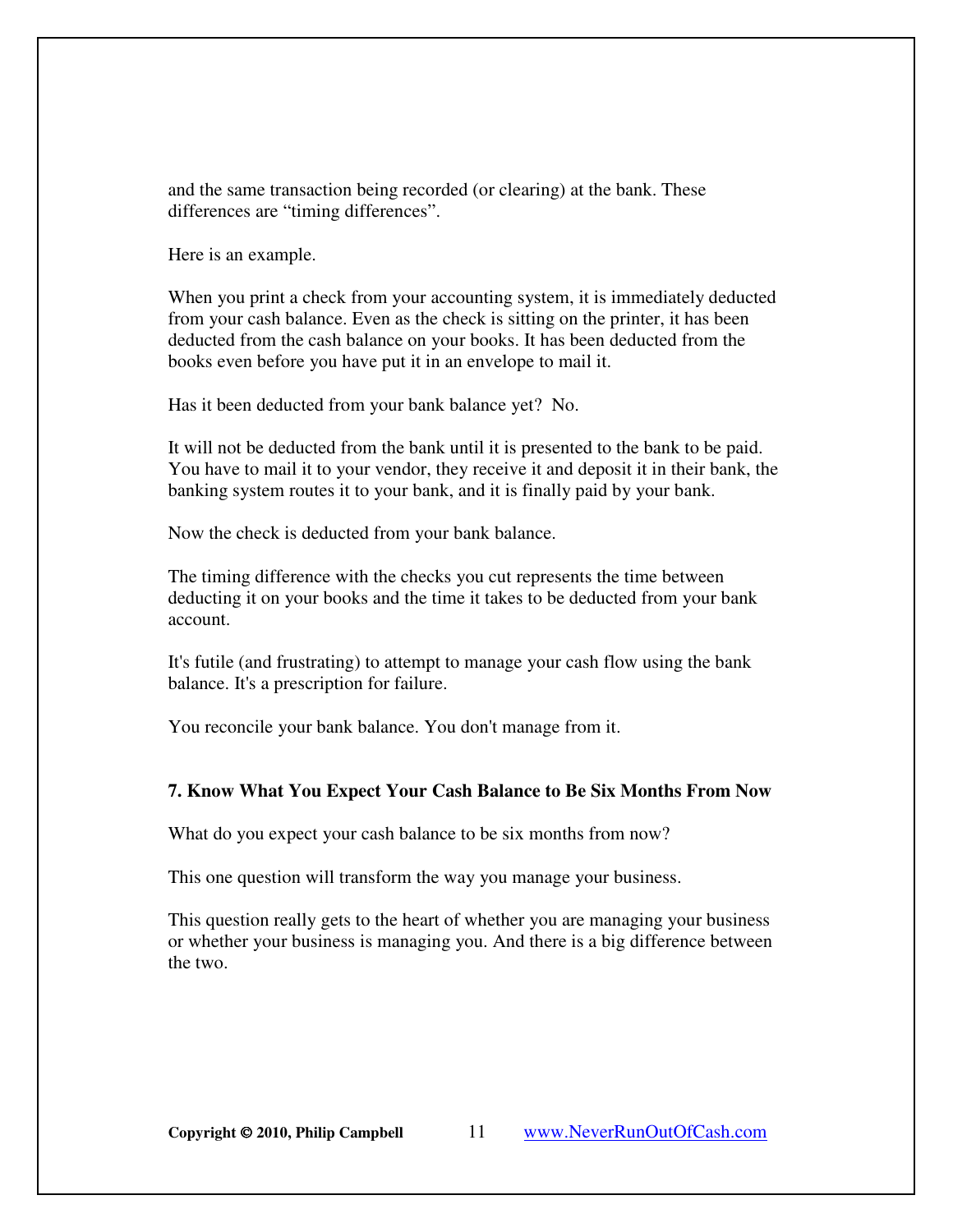and the same transaction being recorded (or clearing) at the bank. These differences are “timing differences”.

Here is an example.

When you print a check from your accounting system, it is immediately deducted from your cash balance. Even as the check is sitting on the printer, it has been deducted from the cash balance on your books. It has been deducted from the books even before you have put it in an envelope to mail it.

Has it been deducted from your bank balance yet? No.

It will not be deducted from the bank until it is presented to the bank to be paid. You have to mail it to your vendor, they receive it and deposit it in their bank, the banking system routes it to your bank, and it is finally paid by your bank.

Now the check is deducted from your bank balance.

The timing difference with the checks you cut represents the time between deducting it on your books and the time it takes to be deducted from your bank account.

It's futile (and frustrating) to attempt to manage your cash flow using the bank balance. It's a prescription for failure.

You reconcile your bank balance. You don't manage from it.

**7. Know What You Expect Your Cash Balance to Be Six Months From Now**

What do you expect your cash balance to be six months from now?

This one question will transform the way you manage your business.

This question really gets to the heart of whether you are managing your business or whether your business is managing you. And there is a big difference between the two.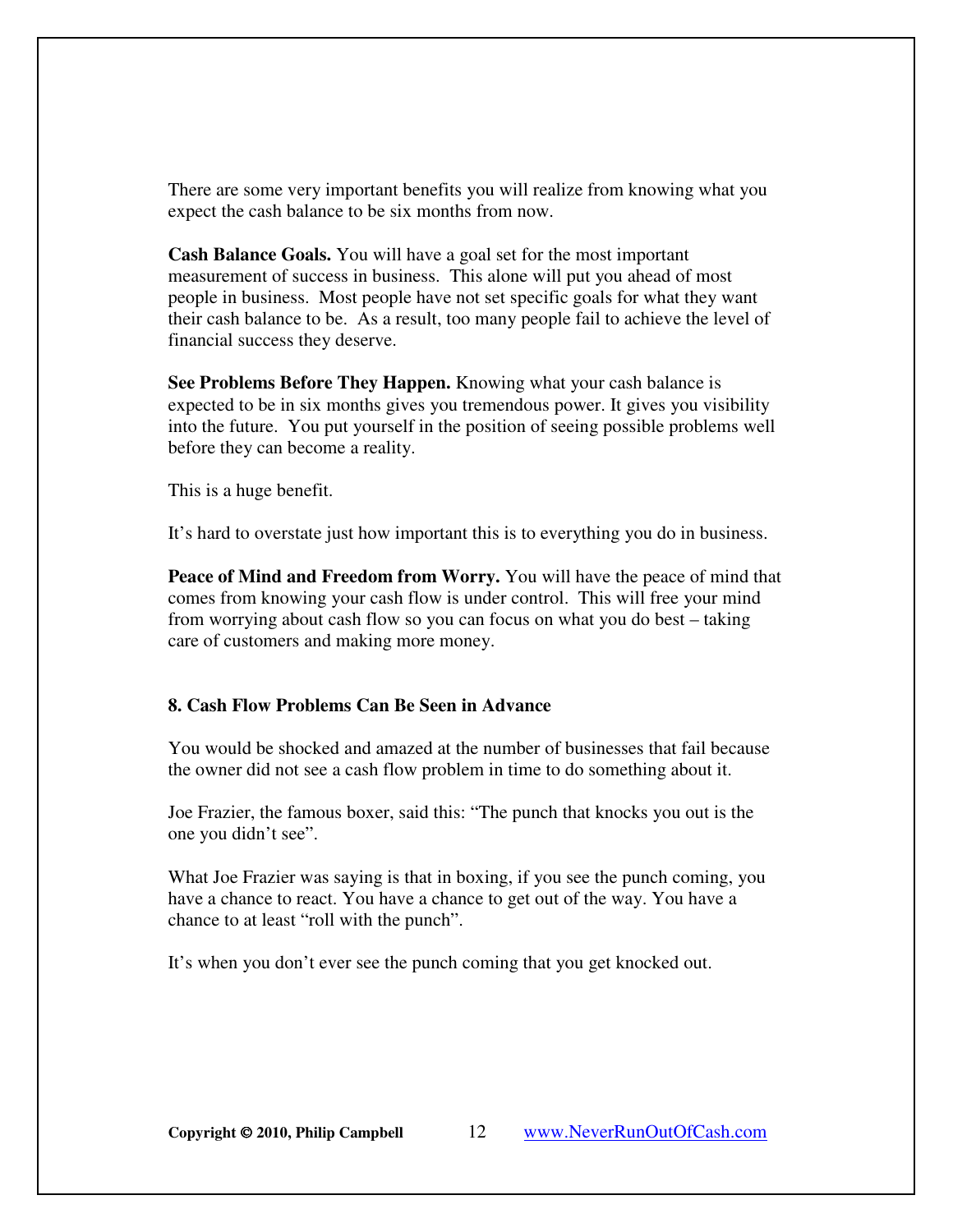There are some very important benefits you will realize from knowing what you expect the cash balance to be six months from now.

**Cash Balance Goals.** You will have a goal set for the most important measurement of success in business. This alone will put you ahead of most people in business. Most people have not set specific goals for what they want their cash balance to be. As a result, too many people fail to achieve the level of financial success they deserve.

**See Problems Before They Happen.** Knowing what your cash balance is expected to be in six months gives you tremendous power. It gives you visibility into the future. You put yourself in the position of seeing possible problems well before they can become a reality.

This is a huge benefit.

It's hard to overstate just how important this is to everything you do in business.

**Peace of Mind and Freedom from Worry.** You will have the peace of mind that comes from knowing your cash flow is under control. This will free your mind from worrying about cash flow so you can focus on what you do best – taking care of customers and making more money.

### 8. Cash Flow Problems Can Be Seen in Advance

You would be shocked and amazed at the number of businesses that fail because the owner did not see a cash flow problem in time to do something about it.

Joe Frazier, the famous boxer, said this: "The punch that knocks you out is the one you didn't see".

What Joe Frazier was saying is that in boxing, if you see the punch coming, you have a chance to react. You have a chance to get out of the way. You have a chance to at least "roll with the punch".

It's when you don't ever see the punch coming that you get knocked out.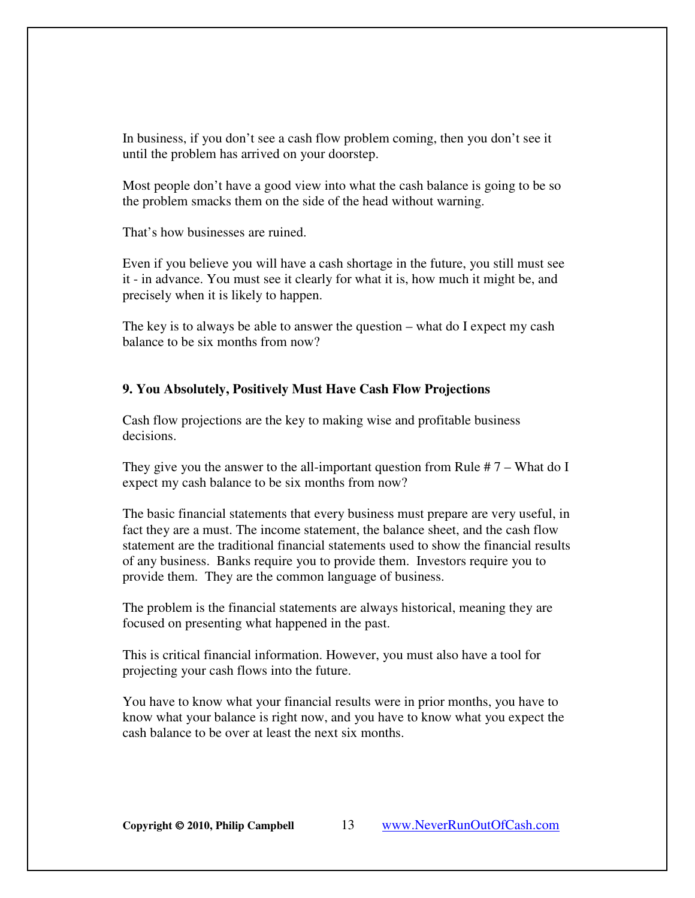In business, if you don't see a cash flow problem coming, then you don't see it until the problem has arrived on your doorstep.

Most people don't have a good view into what the cash balance is going to be so the problem smacks them on the side of the head without warning.

That's how businesses are ruined.

Even if you believe you will have a cash shortage in the future, you still must see it - in advance. You must see it clearly for what it is, how much it might be, and precisely when it is likely to happen.

The key is to always be able to answer the question – what do I expect my cash balance to be six months from now?

### 9. You Absolutely, Positively Must Have Cash Flow Projections

Cash flow projections are the key to making wise and profitable business decisions.

They give you the answer to the all-important question from Rule # 7 – What do I expect my cash balance to be six months from now?

The basic financial statements that every business must prepare are very useful, in fact they are a must. The income statement, the balance sheet, and the cash flow statement are the traditional financial statements used to show the financial results of any business. Banks require you to provide them. Investors require you to provide them. They are the common language of business.

The problem is the financial statements are always historical, meaning they are focused on presenting what happened in the past.

This is critical financial information. However, you must also have a tool for projecting your cash flows into the future.

You have to know what your financial results were in prior months, you have to know what your balance is right now, and you have to know what you expect the cash balance to be over at least the next six months.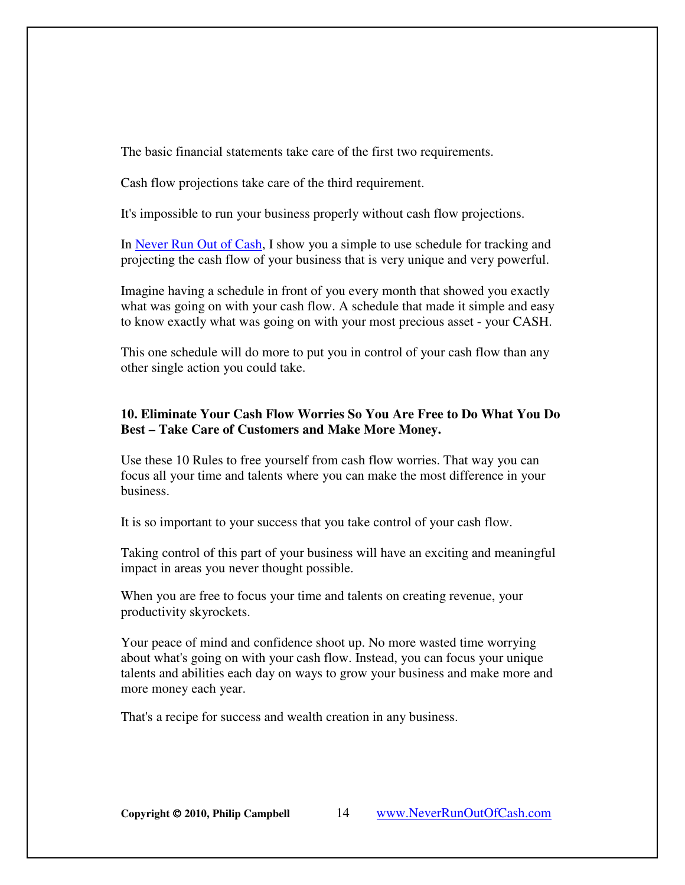The basic financial statements take care of the first two requirements.

Cash flow projections take care of the third requirement.

It's impossible to run your business properly without cash flow projections.

In [Never Run Out of Cash](http://www.NeverRunOutOfCash.com), I show you a simple to use schedule for tracking and projecting the cash flow of your business that is very unique and very powerful.

Imagine having a schedule in front of you every month that showed you exactly what was going on with your cash flow. A schedule that made it simple and easy to know exactly what was going on with your most precious asset - your CASH.

This one schedule will do more to put you in control of your cash flow than any other single action you could take.

**10. Eliminate Your Cash Flow Worries So You Are Free to Do What You Do Best – Take Care of Customers and Make More Money.**

Use these 10 Rules to free yourself from cash flow worries. That way you can focus all your time and talents where you can make the most difference in your business.

It is so important to your success that you take control of your cash flow.

Taking control of this part of your business will have an exciting and meaningful impact in areas you never thought possible.

When you are free to focus your time and talents on creating revenue, your productivity skyrockets.

Your peace of mind and confidence shoot up. No more wasted time worrying about what's going on with your cash flow. Instead, you can focus your unique talents and abilities each day on ways to grow your business and make more and more money each year.

That's a recipe for success and wealth creation in any business.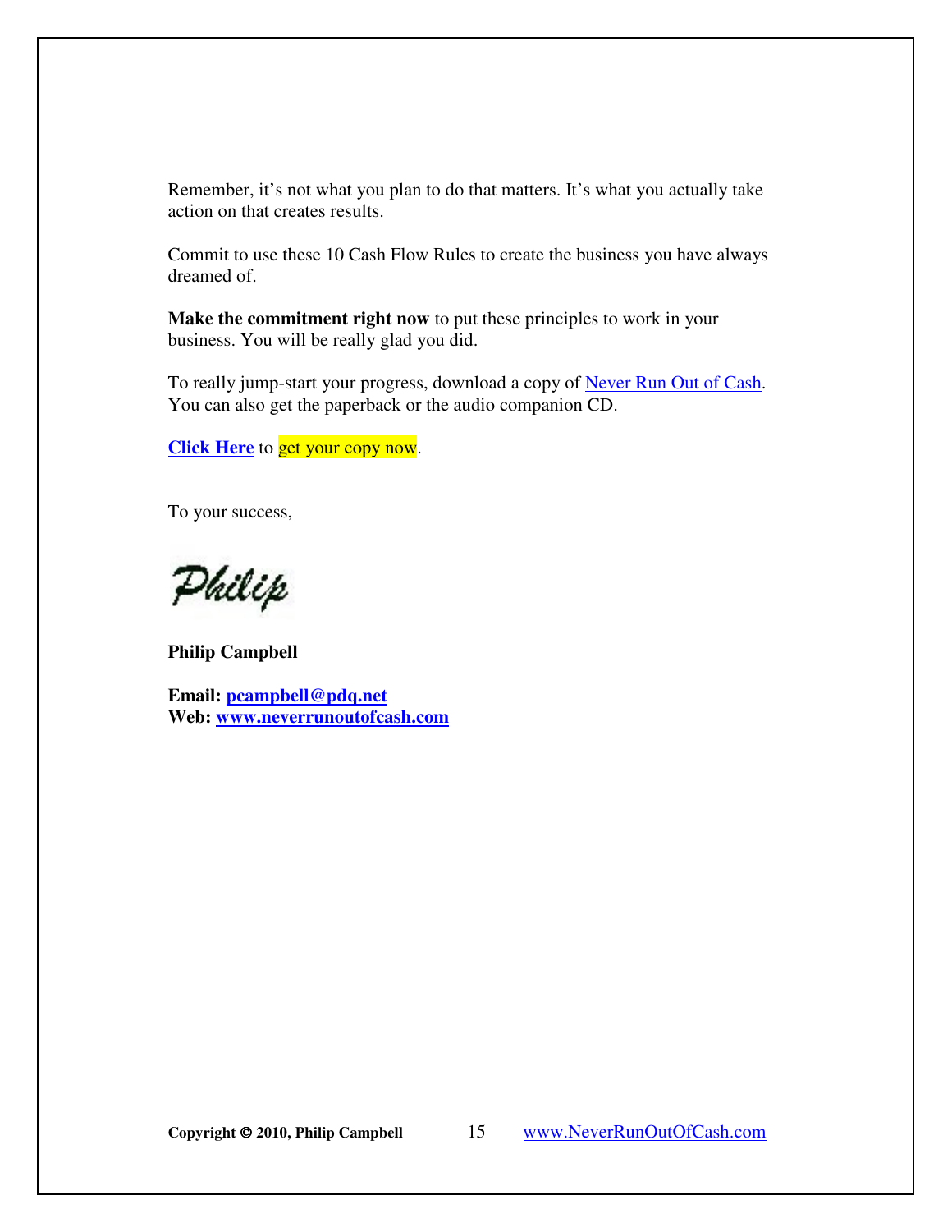Remember, it's not what you plan to do that matters. It's what you actually take action on that creates results.

Commit to use these 10 Cash Flow Rules to create the business you have always dreamed of.

**Make the commitment right now** to put these principles to work in your business. You will be really glad you did.

To really jump-start your progress, download a copy of Never Run Out of Cash. You can also get the paperback or the audio companion CD.

**Click Here** to get your copy now.

To your success,

Philip

**Philip Campbell**

**Email: pcampbell@pdq.net**
**Web: www.neverrunoutofcash.com**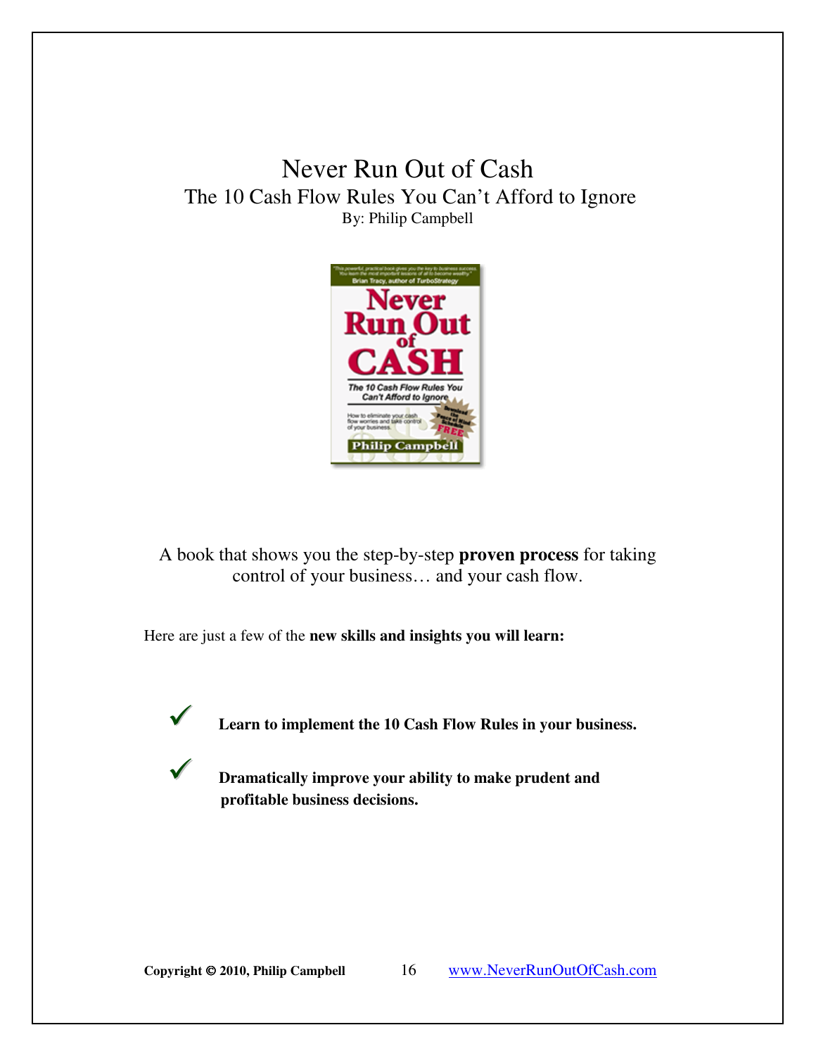# Never Run Out of Cash

## The 10 Cash Flow Rules You Can't Afford to Ignore

By: Philip Campbell

A book that shows you the step-by-step **proven process** for taking control of your business… and your cash flow.

Here are just a few of the **new skills and insights you will learn:**

- ✓ **Learn to implement the 10 Cash Flow Rules in your business.**
- ✓ **Dramatically improve your ability to make prudent and profitable business decisions.**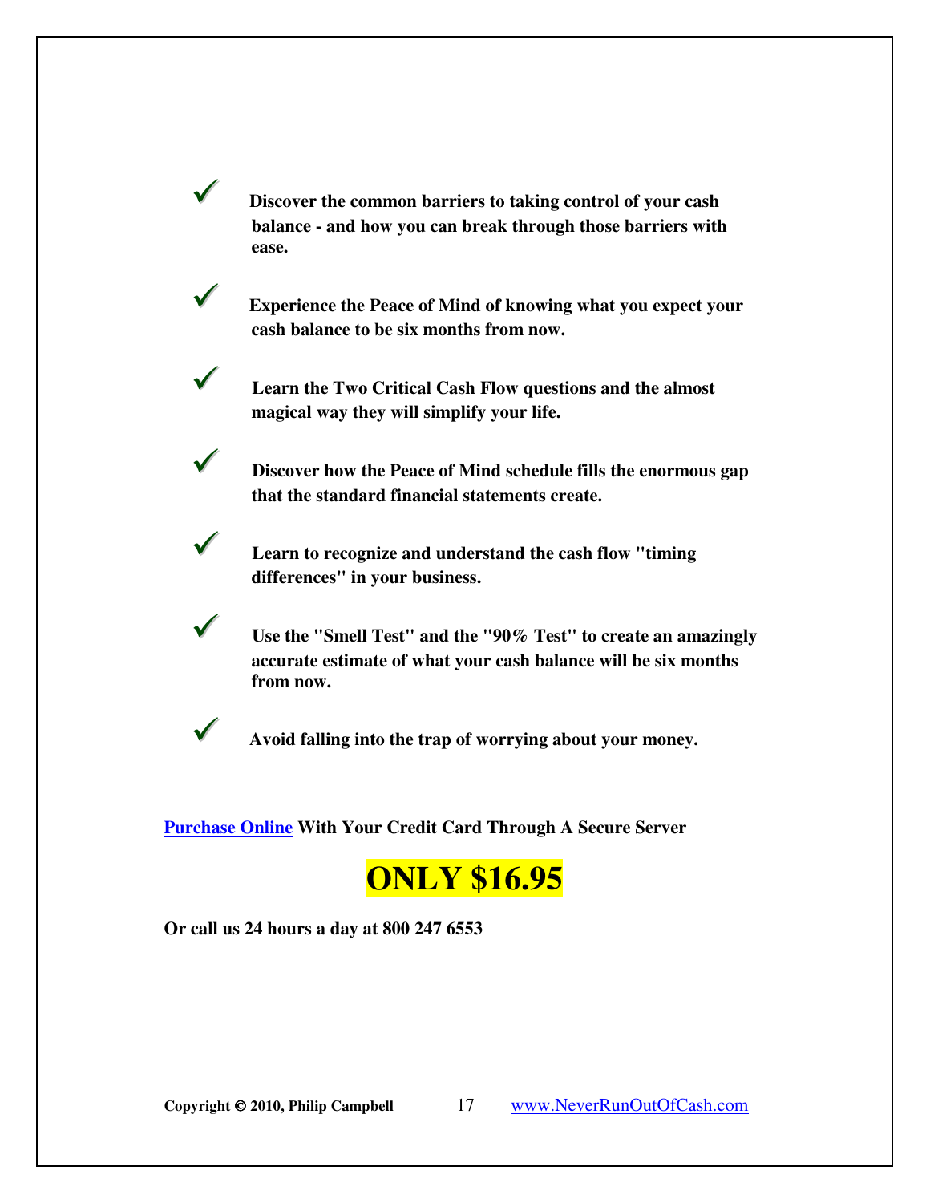- ✓ **Discover the common barriers to taking control of your cash balance - and how you can break through those barriers with ease.**

- ✓ **Experience the Peace of Mind of knowing what you expect your cash balance to be six months from now.**

- ✓ **Learn the Two Critical Cash Flow questions and the almost magical way they will simplify your life.**

- ✓ **Discover how the Peace of Mind schedule fills the enormous gap that the standard financial statements create.**

- ✓ **Learn to recognize and understand the cash flow "timing differences" in your business.**

- ✓ **Use the "Smell Test" and the "90% Test" to create an amazingly accurate estimate of what your cash balance will be six months from now.**

- ✓ **Avoid falling into the trap of worrying about your money.**

**Purchase Online With Your Credit Card Through A Secure Server**

# ONLY $16.95

**Or call us 24 hours a day at 800 247 6553**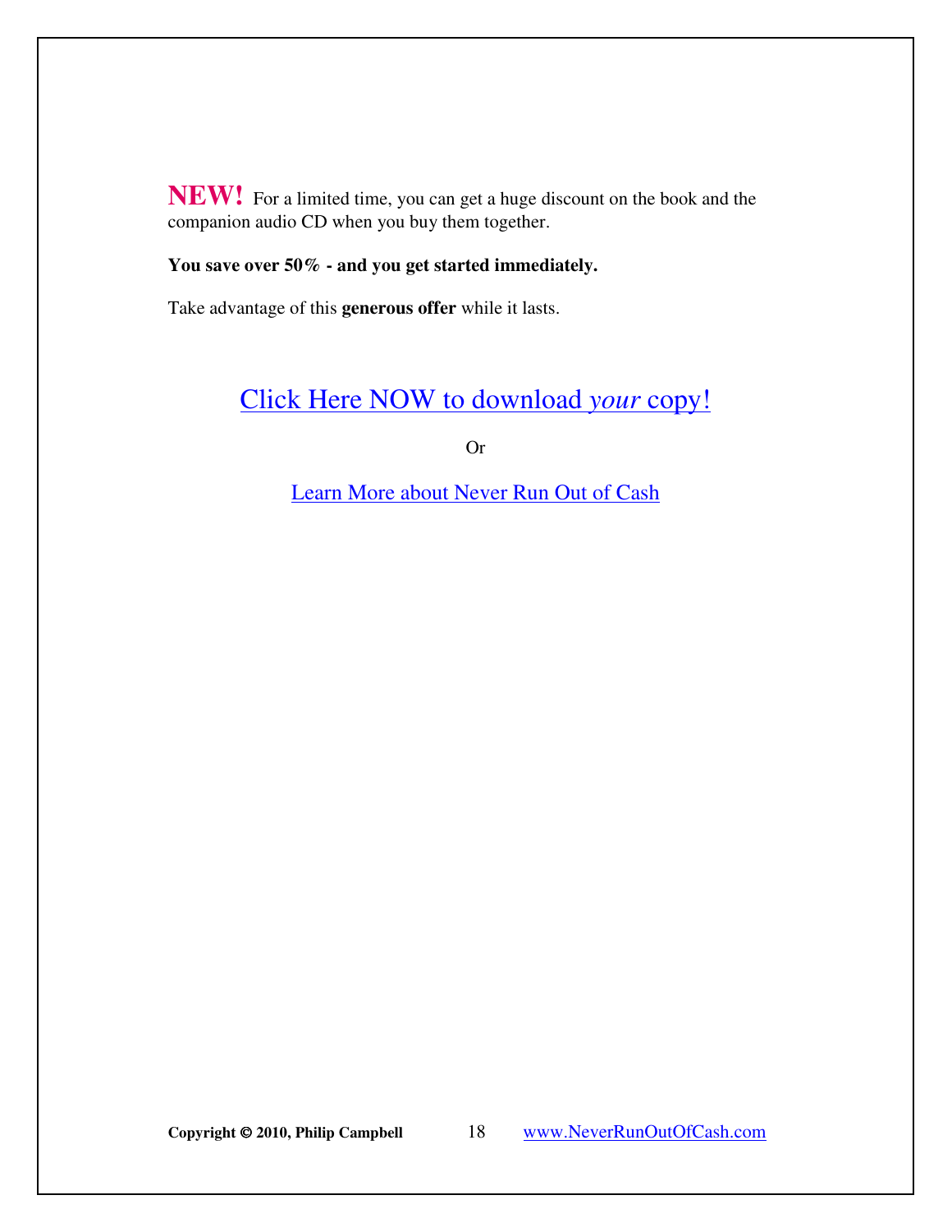**NEW!** For a limited time, you can get a huge discount on the book and the companion audio CD when you buy them together.

**You save over 50% - and you get started immediately.**

Take advantage of this **generous offer** while it lasts.

Click Here NOW to download *your* copy!

Or

Learn More about Never Run Out of Cash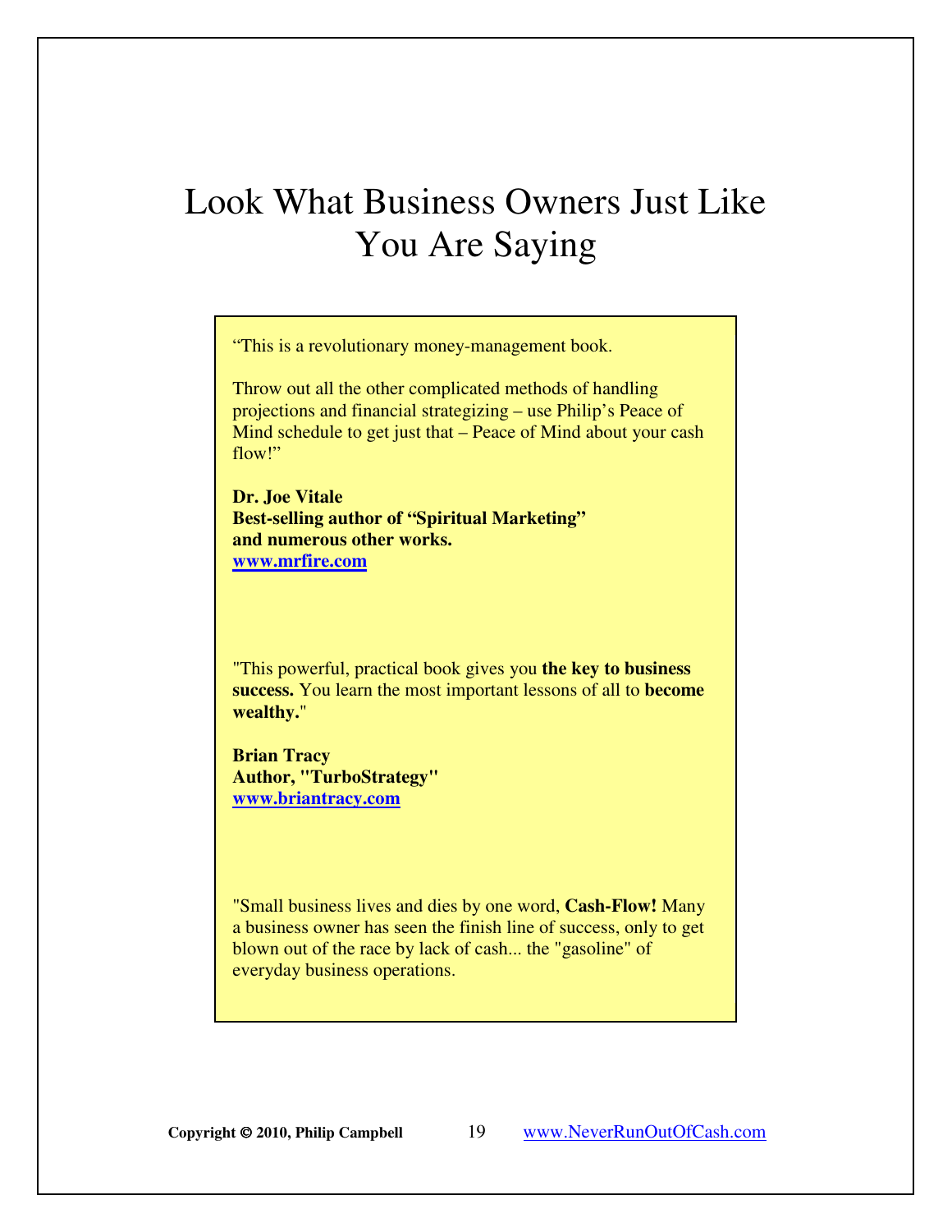# Look What Business Owners Just Like You Are Saying

"This is a revolutionary money-management book.

Throw out all the other complicated methods of handling projections and financial strategizing – use Philip's Peace of Mind schedule to get just that – Peace of Mind about your cash flow!"

**Dr. Joe Vitale**
**Best-selling author of "Spiritual Marketing"**
**and numerous other works.**
**www.mrfire.com**

"This powerful, practical book gives you **the key to business success.** You learn the most important lessons of all to **become wealthy.**"

**Brian Tracy**
**Author, "TurboStrategy"**
**www.briantracy.com**

"Small business lives and dies by one word, **Cash-Flow!** Many a business owner has seen the finish line of success, only to get blown out of the race by lack of cash... the "gasoline" of everyday business operations.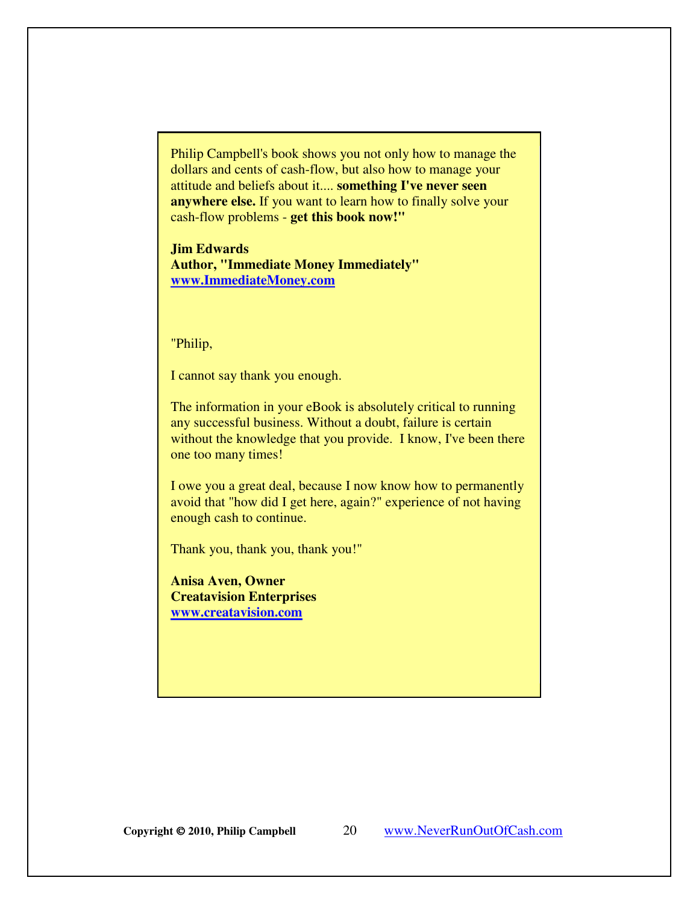Philip Campbell's book shows you not only how to manage the dollars and cents of cash-flow, but also how to manage your attitude and beliefs about it.... **something I've never seen anywhere else.** If you want to learn how to finally solve your cash-flow problems - **get this book now!"**

**Jim Edwards**
**Author, "Immediate Money Immediately"**
**www.ImmediateMoney.com**

"Philip,

I cannot say thank you enough.

The information in your eBook is absolutely critical to running any successful business. Without a doubt, failure is certain without the knowledge that you provide. I know, I've been there one too many times!

I owe you a great deal, because I now know how to permanently avoid that "how did I get here, again?" experience of not having enough cash to continue.

Thank you, thank you, thank you!"

**Anisa Aven, Owner**
**Creatavision Enterprises**
**www.creatavision.com**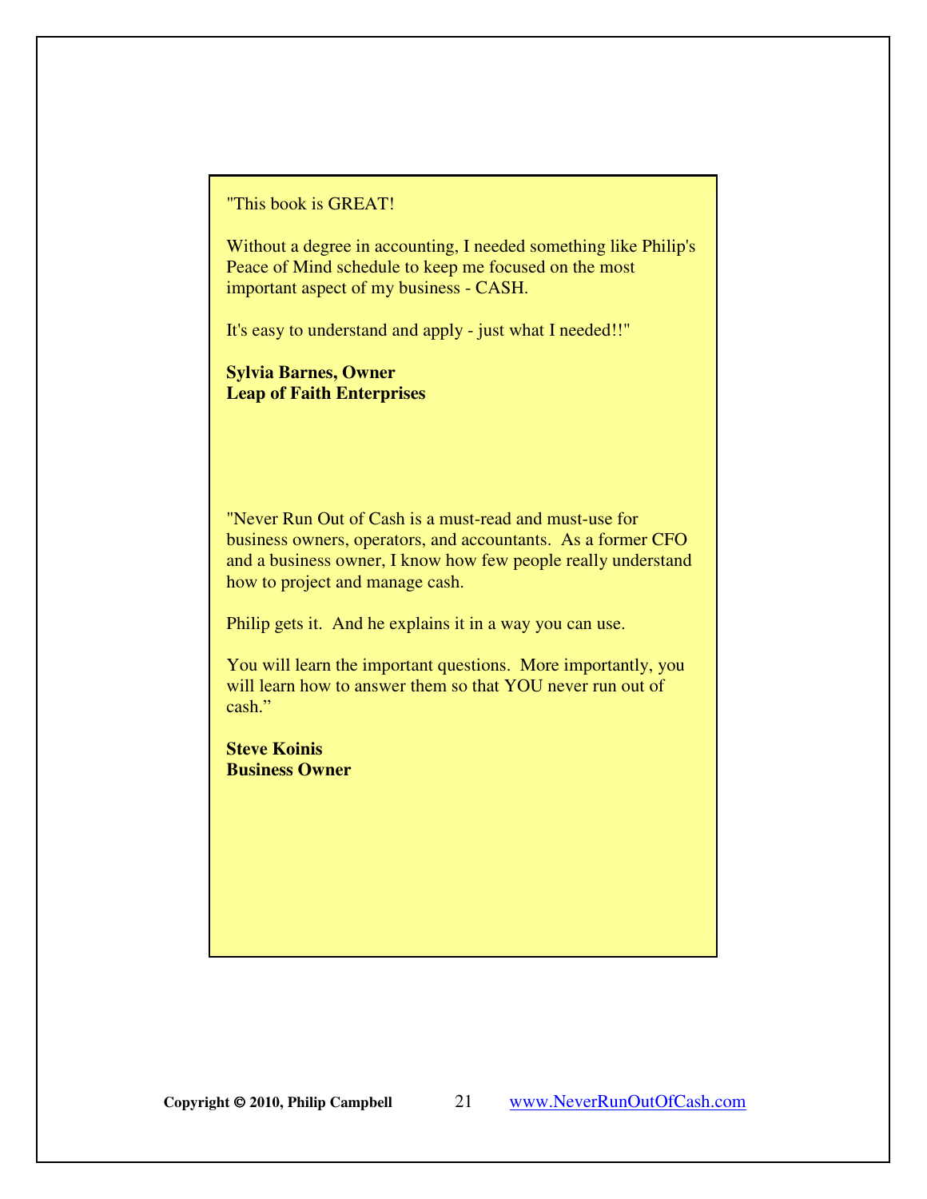"This book is GREAT!

Without a degree in accounting, I needed something like Philip's Peace of Mind schedule to keep me focused on the most important aspect of my business - CASH.

It's easy to understand and apply - just what I needed!!"

**Sylvia Barnes, Owner**
**Leap of Faith Enterprises**

"Never Run Out of Cash is a must-read and must-use for business owners, operators, and accountants. As a former CFO and a business owner, I know how few people really understand how to project and manage cash.

Philip gets it. And he explains it in a way you can use.

You will learn the important questions. More importantly, you will learn how to answer them so that YOU never run out of cash."

**Steve Koinis**
**Business Owner**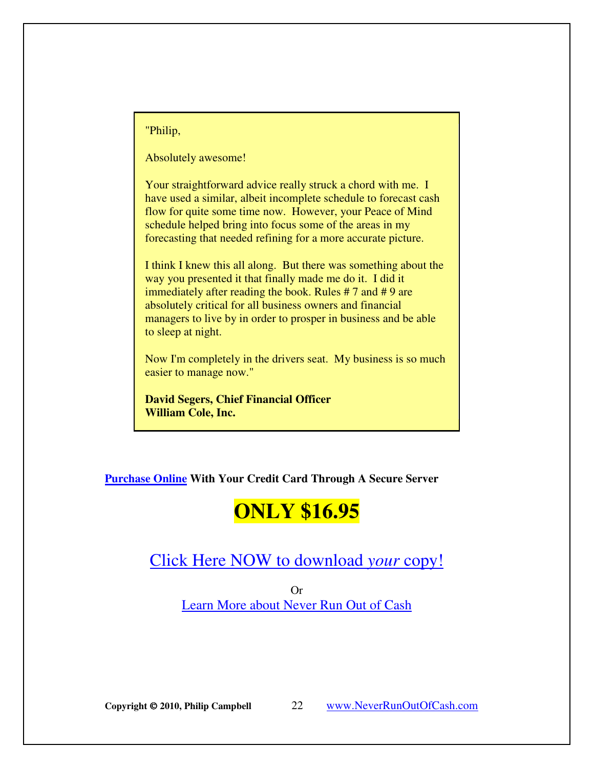> "Philip,
>
> Absolutely awesome!
>
> Your straightforward advice really struck a chord with me. I have used a similar, albeit incomplete schedule to forecast cash flow for quite some time now. However, your Peace of Mind schedule helped bring into focus some of the areas in my forecasting that needed refining for a more accurate picture.
>
> I think I knew this all along. But there was something about the way you presented it that finally made me do it. I did it immediately after reading the book. Rules # 7 and # 9 are absolutely critical for all business owners and financial managers to live by in order to prosper in business and be able to sleep at night.
>
> Now I'm completely in the drivers seat. My business is so much easier to manage now."
>
> **David Segers, Chief Financial Officer**
> **William Cole, Inc.**

**Purchase Online With Your Credit Card Through A Secure Server**

# ONLY $16.95

Click Here NOW to download *your* copy!

Or

Learn More about Never Run Out of Cash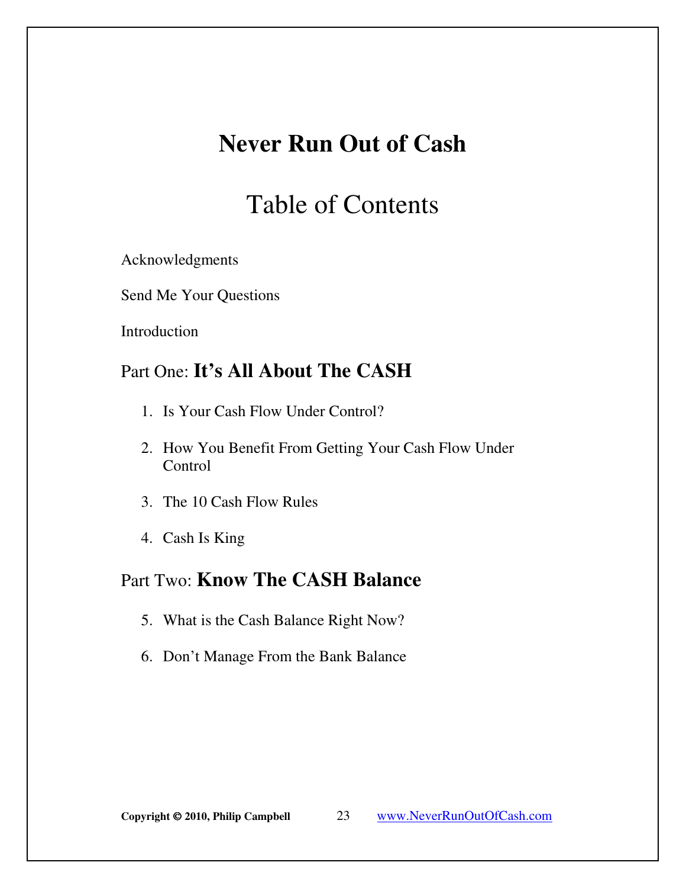# Never Run Out of Cash

## Table of Contents

Acknowledgments

Send Me Your Questions

Introduction

## Part One: **It's All About The CASH**

1. Is Your Cash Flow Under Control?
2. How You Benefit From Getting Your Cash Flow Under Control
3. The 10 Cash Flow Rules
4. Cash Is King

## Part Two: **Know The CASH Balance**

5. What is the Cash Balance Right Now?
6. Don't Manage From the Bank Balance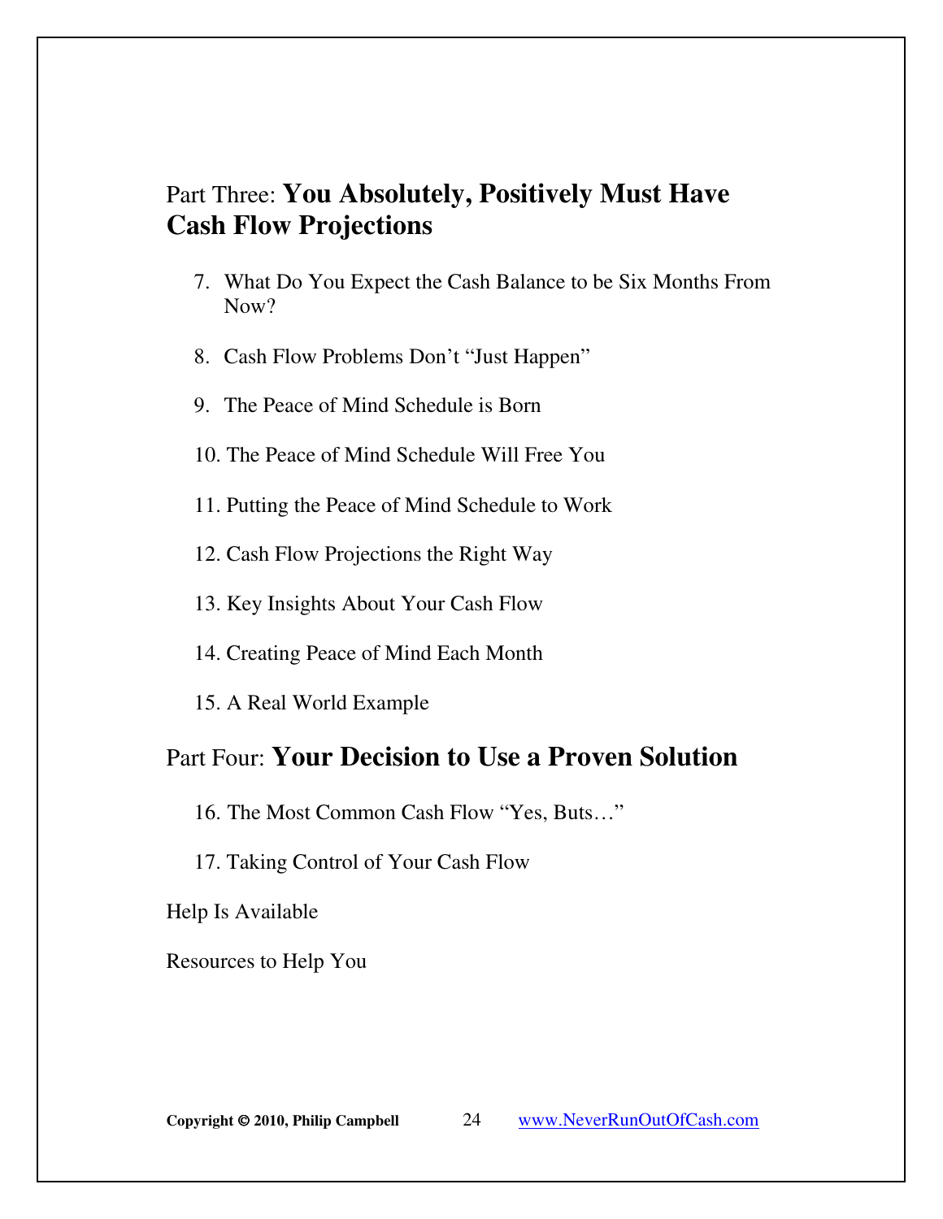## Part Three: **You Absolutely, Positively Must Have Cash Flow Projections**

7. What Do You Expect the Cash Balance to be Six Months From Now?

8. Cash Flow Problems Don't "Just Happen"

9. The Peace of Mind Schedule is Born

10. The Peace of Mind Schedule Will Free You

11. Putting the Peace of Mind Schedule to Work

12. Cash Flow Projections the Right Way

13. Key Insights About Your Cash Flow

14. Creating Peace of Mind Each Month

15. A Real World Example

## Part Four: **Your Decision to Use a Proven Solution**

16. The Most Common Cash Flow "Yes, Buts…"

17. Taking Control of Your Cash Flow

Help Is Available

Resources to Help You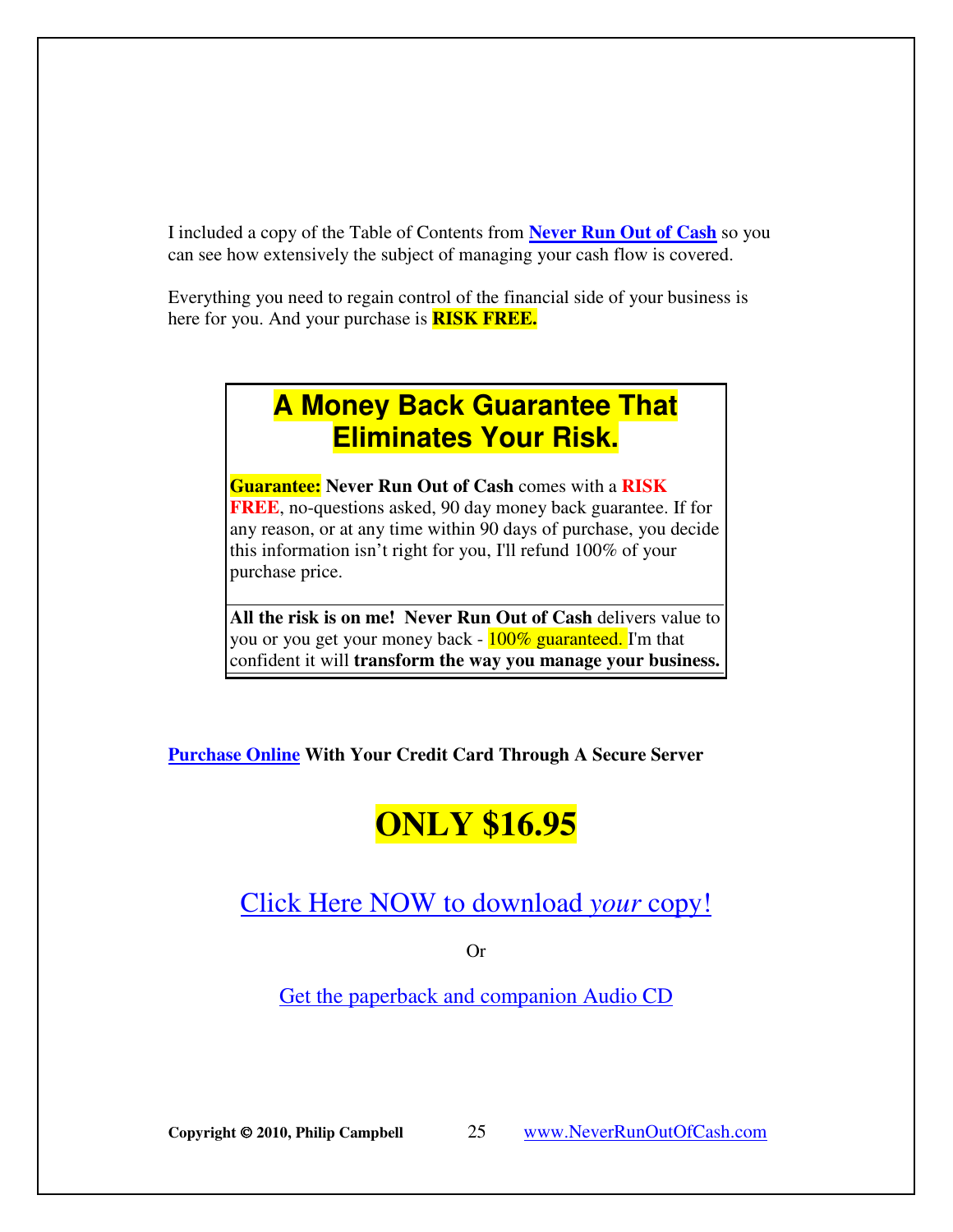I included a copy of the Table of Contents from **Never Run Out of Cash** so you can see how extensively the subject of managing your cash flow is covered.

Everything you need to regain control of the financial side of your business is here for you. And your purchase is **RISK FREE.**

## A Money Back Guarantee That Eliminates Your Risk.

**Guarantee:** **Never Run Out of Cash** comes with a **RISK FREE**, no-questions asked, 90 day money back guarantee. If for any reason, or at any time within 90 days of purchase, you decide this information isn't right for you, I'll refund 100% of your purchase price.

**All the risk is on me! Never Run Out of Cash** delivers value to you or you get your money back - 100% guaranteed. I'm that confident it will **transform the way you manage your business.**

**Purchase Online With Your Credit Card Through A Secure Server**

# ONLY $16.95

Click Here NOW to download *your* copy!

Or

Get the paperback and companion Audio CD

**Copyright © 2010, Philip Campbell** www.NeverRunOutOfCash.com